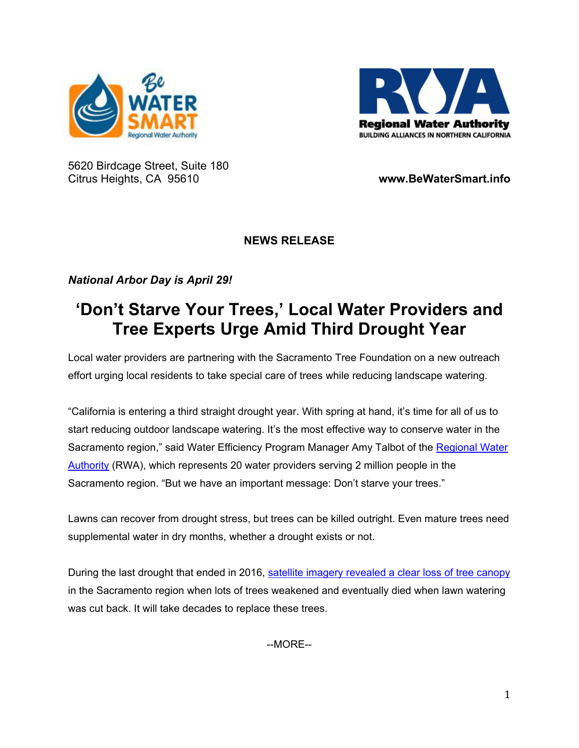5620 Birdcage Street, Suite 180
Citrus Heights, CA 95610

**www.BeWaterSmart.info**

**NEWS RELEASE**

***National Arbor Day is April 29!***

# 'Don't Starve Your Trees,' Local Water Providers and Tree Experts Urge Amid Third Drought Year

Local water providers are partnering with the Sacramento Tree Foundation on a new outreach effort urging local residents to take special care of trees while reducing landscape watering.

"California is entering a third straight drought year. With spring at hand, it's time for all of us to start reducing outdoor landscape watering. It's the most effective way to conserve water in the Sacramento region," said Water Efficiency Program Manager Amy Talbot of the Regional Water Authority (RWA), which represents 20 water providers serving 2 million people in the Sacramento region. "But we have an important message: Don't starve your trees."

Lawns can recover from drought stress, but trees can be killed outright. Even mature trees need supplemental water in dry months, whether a drought exists or not.

During the last drought that ended in 2016, satellite imagery revealed a clear loss of tree canopy in the Sacramento region when lots of trees weakened and eventually died when lawn watering was cut back. It will take decades to replace these trees.

--MORE--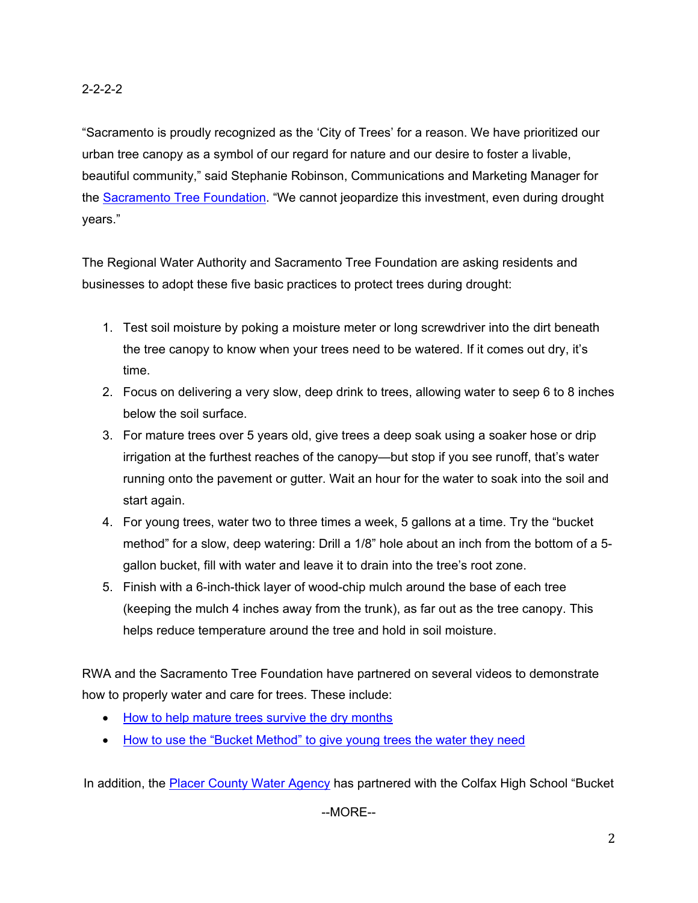2-2-2-2

“Sacramento is proudly recognized as the ‘City of Trees’ for a reason. We have prioritized our urban tree canopy as a symbol of our regard for nature and our desire to foster a livable, beautiful community,” said Stephanie Robinson, Communications and Marketing Manager for the Sacramento Tree Foundation. “We cannot jeopardize this investment, even during drought years.”

The Regional Water Authority and Sacramento Tree Foundation are asking residents and businesses to adopt these five basic practices to protect trees during drought:

1. Test soil moisture by poking a moisture meter or long screwdriver into the dirt beneath the tree canopy to know when your trees need to be watered. If it comes out dry, it’s time.
2. Focus on delivering a very slow, deep drink to trees, allowing water to seep 6 to 8 inches below the soil surface.
3. For mature trees over 5 years old, give trees a deep soak using a soaker hose or drip irrigation at the furthest reaches of the canopy—but stop if you see runoff, that’s water running onto the pavement or gutter. Wait an hour for the water to soak into the soil and start again.
4. For young trees, water two to three times a week, 5 gallons at a time. Try the “bucket method” for a slow, deep watering: Drill a 1/8” hole about an inch from the bottom of a 5-gallon bucket, fill with water and leave it to drain into the tree’s root zone.
5. Finish with a 6-inch-thick layer of wood-chip mulch around the base of each tree (keeping the mulch 4 inches away from the trunk), as far out as the tree canopy. This helps reduce temperature around the tree and hold in soil moisture.

RWA and the Sacramento Tree Foundation have partnered on several videos to demonstrate how to properly water and care for trees. These include:

- How to help mature trees survive the dry months
- How to use the “Bucket Method” to give young trees the water they need

In addition, the Placer County Water Agency has partnered with the Colfax High School “Bucket

--MORE--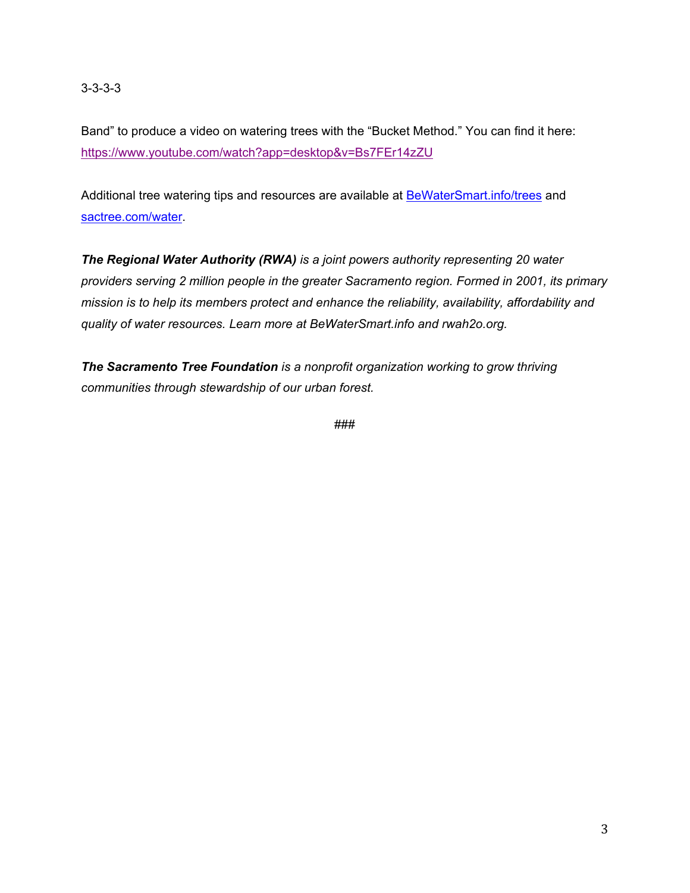3-3-3-3

Band" to produce a video on watering trees with the "Bucket Method." You can find it here: https://www.youtube.com/watch?app=desktop&v=Bs7FEr14zZU

Additional tree watering tips and resources are available at BeWaterSmart.info/trees and sactree.com/water.

***The Regional Water Authority (RWA)*** *is a joint powers authority representing 20 water providers serving 2 million people in the greater Sacramento region. Formed in 2001, its primary mission is to help its members protect and enhance the reliability, availability, affordability and quality of water resources. Learn more at BeWaterSmart.info and rwah2o.org.*

***The Sacramento Tree Foundation*** *is a nonprofit organization working to grow thriving communities through stewardship of our urban forest.*

###